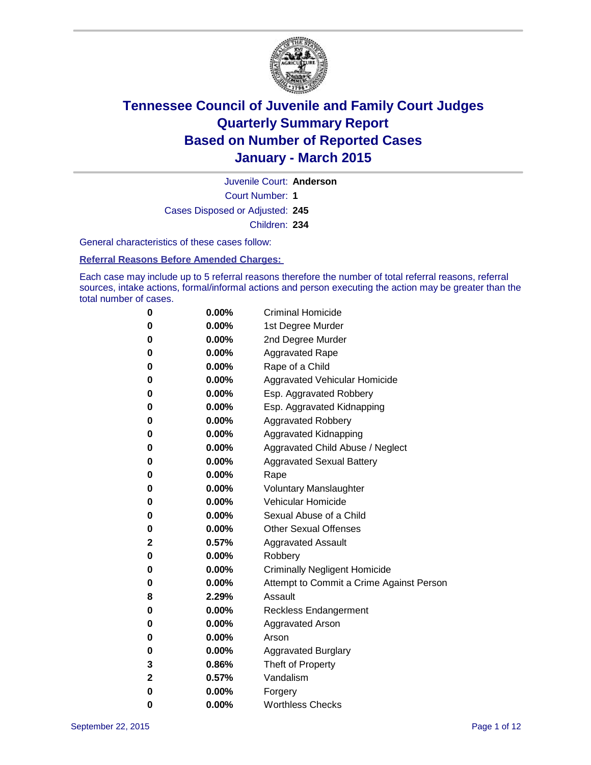# Tennessee Council of Juvenile and Family Court Judges
# Quarterly Summary Report
# Based on Number of Reported Cases
# January - March 2015

Juvenile Court: **Anderson**

Court Number: **1**

Cases Disposed or Adjusted: **245**

Children: **234**

General characteristics of these cases follow:

**Referral Reasons Before Amended Charges:**

Each case may include up to 5 referral reasons therefore the number of total referral reasons, referral sources, intake actions, formal/informal actions and person executing the action may be greater than the total number of cases.

| Count | Percent | Referral Reason |
|---|---|---|
| 0 | 0.00% | Criminal Homicide |
| 0 | 0.00% | 1st Degree Murder |
| 0 | 0.00% | 2nd Degree Murder |
| 0 | 0.00% | Aggravated Rape |
| 0 | 0.00% | Rape of a Child |
| 0 | 0.00% | Aggravated Vehicular Homicide |
| 0 | 0.00% | Esp. Aggravated Robbery |
| 0 | 0.00% | Esp. Aggravated Kidnapping |
| 0 | 0.00% | Aggravated Robbery |
| 0 | 0.00% | Aggravated Kidnapping |
| 0 | 0.00% | Aggravated Child Abuse / Neglect |
| 0 | 0.00% | Aggravated Sexual Battery |
| 0 | 0.00% | Rape |
| 0 | 0.00% | Voluntary Manslaughter |
| 0 | 0.00% | Vehicular Homicide |
| 0 | 0.00% | Sexual Abuse of a Child |
| 0 | 0.00% | Other Sexual Offenses |
| 2 | 0.57% | Aggravated Assault |
| 0 | 0.00% | Robbery |
| 0 | 0.00% | Criminally Negligent Homicide |
| 0 | 0.00% | Attempt to Commit a Crime Against Person |
| 8 | 2.29% | Assault |
| 0 | 0.00% | Reckless Endangerment |
| 0 | 0.00% | Aggravated Arson |
| 0 | 0.00% | Arson |
| 0 | 0.00% | Aggravated Burglary |
| 3 | 0.86% | Theft of Property |
| 2 | 0.57% | Vandalism |
| 0 | 0.00% | Forgery |
| 0 | 0.00% | Worthless Checks |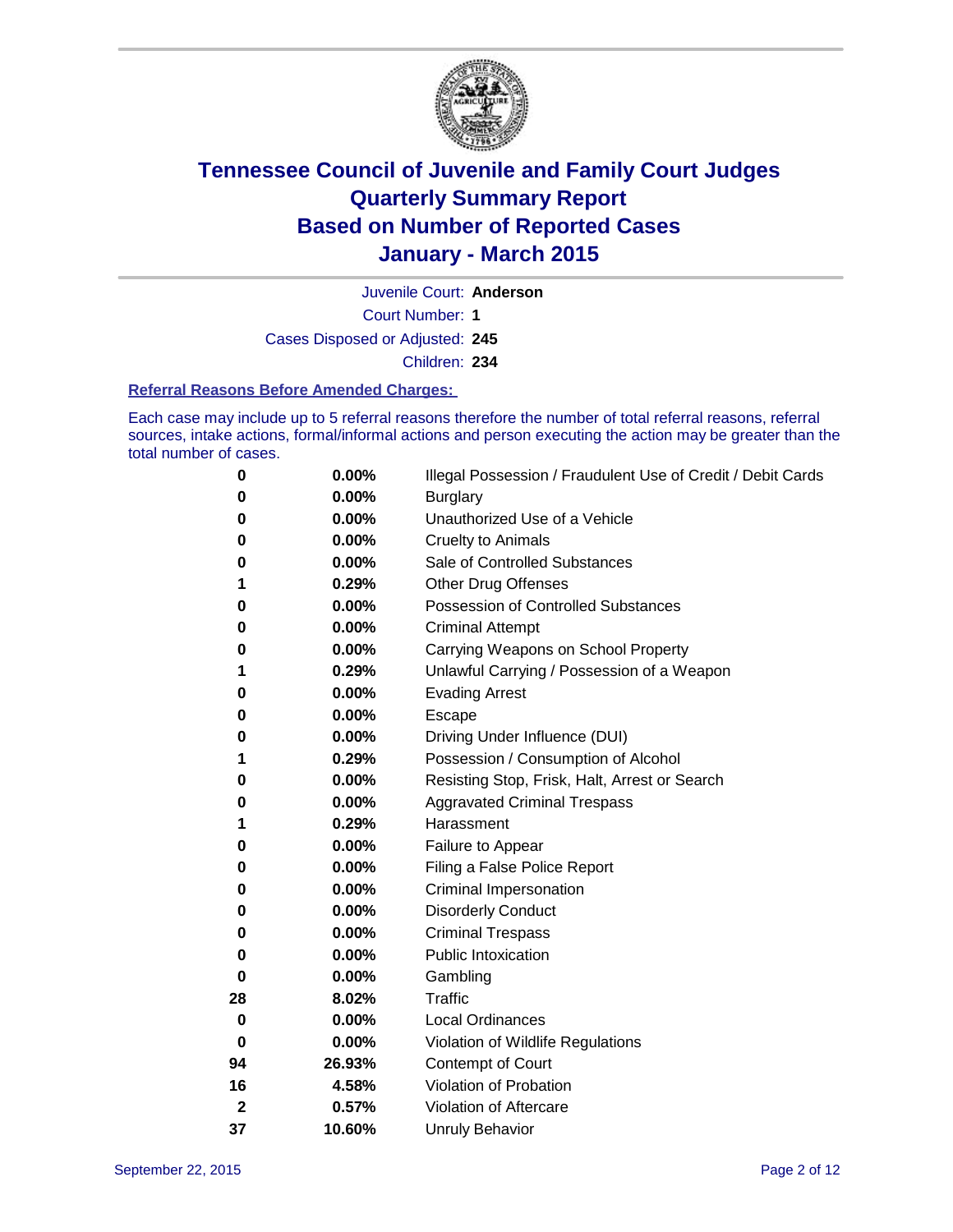# Tennessee Council of Juvenile and Family Court Judges
## Quarterly Summary Report
## Based on Number of Reported Cases
## January - March 2015

Juvenile Court: **Anderson**

Court Number: **1**

Cases Disposed or Adjusted: **245**

Children: **234**

### Referral Reasons Before Amended Charges:

Each case may include up to 5 referral reasons therefore the number of total referral reasons, referral sources, intake actions, formal/informal actions and person executing the action may be greater than the total number of cases.

| Count | Percent | Referral Reason |
|---|---|---|
| 0 | 0.00% | Illegal Possession / Fraudulent Use of Credit / Debit Cards |
| 0 | 0.00% | Burglary |
| 0 | 0.00% | Unauthorized Use of a Vehicle |
| 0 | 0.00% | Cruelty to Animals |
| 0 | 0.00% | Sale of Controlled Substances |
| 1 | 0.29% | Other Drug Offenses |
| 0 | 0.00% | Possession of Controlled Substances |
| 0 | 0.00% | Criminal Attempt |
| 0 | 0.00% | Carrying Weapons on School Property |
| 1 | 0.29% | Unlawful Carrying / Possession of a Weapon |
| 0 | 0.00% | Evading Arrest |
| 0 | 0.00% | Escape |
| 0 | 0.00% | Driving Under Influence (DUI) |
| 1 | 0.29% | Possession / Consumption of Alcohol |
| 0 | 0.00% | Resisting Stop, Frisk, Halt, Arrest or Search |
| 0 | 0.00% | Aggravated Criminal Trespass |
| 1 | 0.29% | Harassment |
| 0 | 0.00% | Failure to Appear |
| 0 | 0.00% | Filing a False Police Report |
| 0 | 0.00% | Criminal Impersonation |
| 0 | 0.00% | Disorderly Conduct |
| 0 | 0.00% | Criminal Trespass |
| 0 | 0.00% | Public Intoxication |
| 0 | 0.00% | Gambling |
| 28 | 8.02% | Traffic |
| 0 | 0.00% | Local Ordinances |
| 0 | 0.00% | Violation of Wildlife Regulations |
| 94 | 26.93% | Contempt of Court |
| 16 | 4.58% | Violation of Probation |
| 2 | 0.57% | Violation of Aftercare |
| 37 | 10.60% | Unruly Behavior |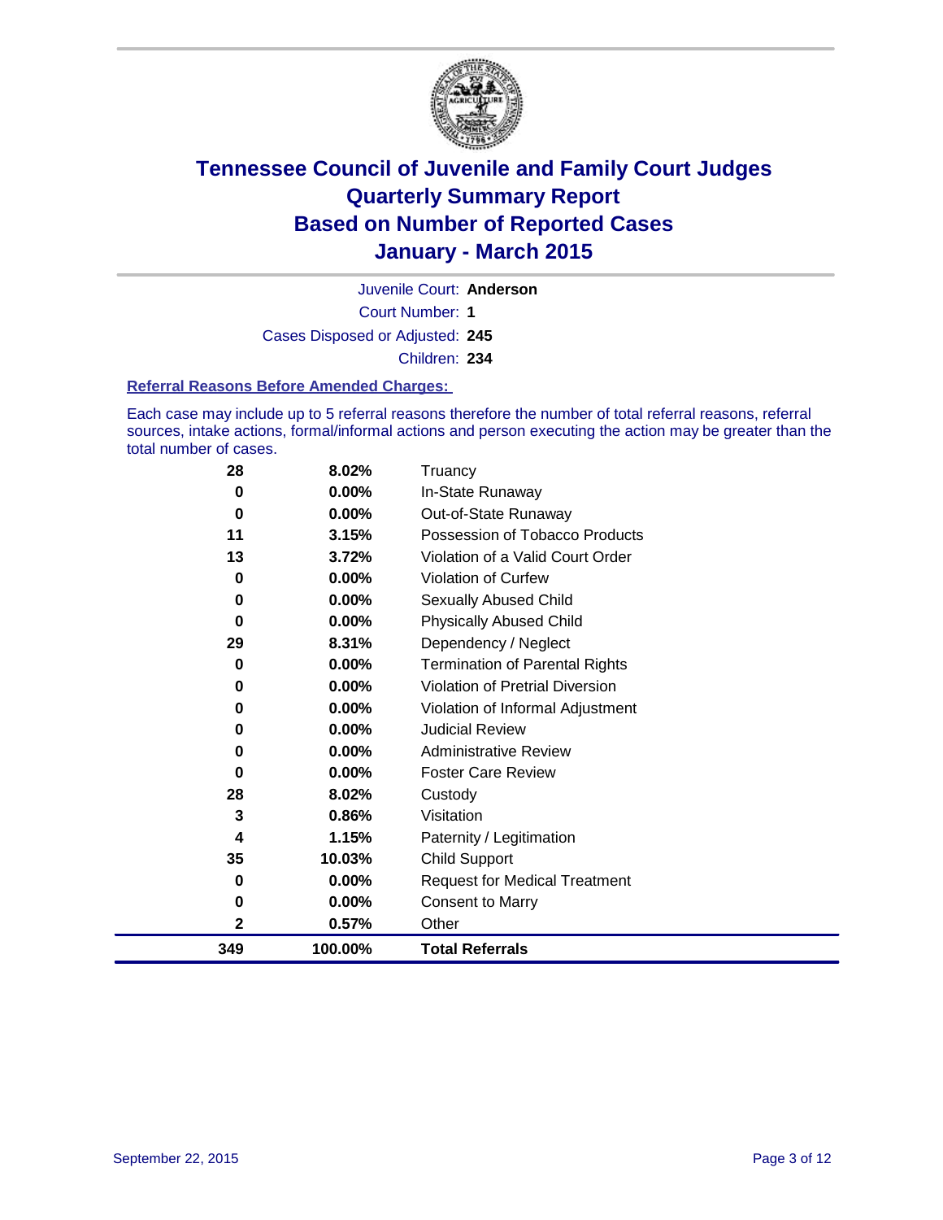# Tennessee Council of Juvenile and Family Court Judges
# Quarterly Summary Report
# Based on Number of Reported Cases
# January - March 2015

Juvenile Court: **Anderson**

Court Number: **1**

Cases Disposed or Adjusted: **245**

Children: **234**

**Referral Reasons Before Amended Charges:**

Each case may include up to 5 referral reasons therefore the number of total referral reasons, referral sources, intake actions, formal/informal actions and person executing the action may be greater than the total number of cases.

| | | |
|---|---|---|
| 28 | 8.02% | Truancy |
| 0 | 0.00% | In-State Runaway |
| 0 | 0.00% | Out-of-State Runaway |
| 11 | 3.15% | Possession of Tobacco Products |
| 13 | 3.72% | Violation of a Valid Court Order |
| 0 | 0.00% | Violation of Curfew |
| 0 | 0.00% | Sexually Abused Child |
| 0 | 0.00% | Physically Abused Child |
| 29 | 8.31% | Dependency / Neglect |
| 0 | 0.00% | Termination of Parental Rights |
| 0 | 0.00% | Violation of Pretrial Diversion |
| 0 | 0.00% | Violation of Informal Adjustment |
| 0 | 0.00% | Judicial Review |
| 0 | 0.00% | Administrative Review |
| 0 | 0.00% | Foster Care Review |
| 28 | 8.02% | Custody |
| 3 | 0.86% | Visitation |
| 4 | 1.15% | Paternity / Legitimation |
| 35 | 10.03% | Child Support |
| 0 | 0.00% | Request for Medical Treatment |
| 0 | 0.00% | Consent to Marry |
| 2 | 0.57% | Other |
| **349** | **100.00%** | **Total Referrals** |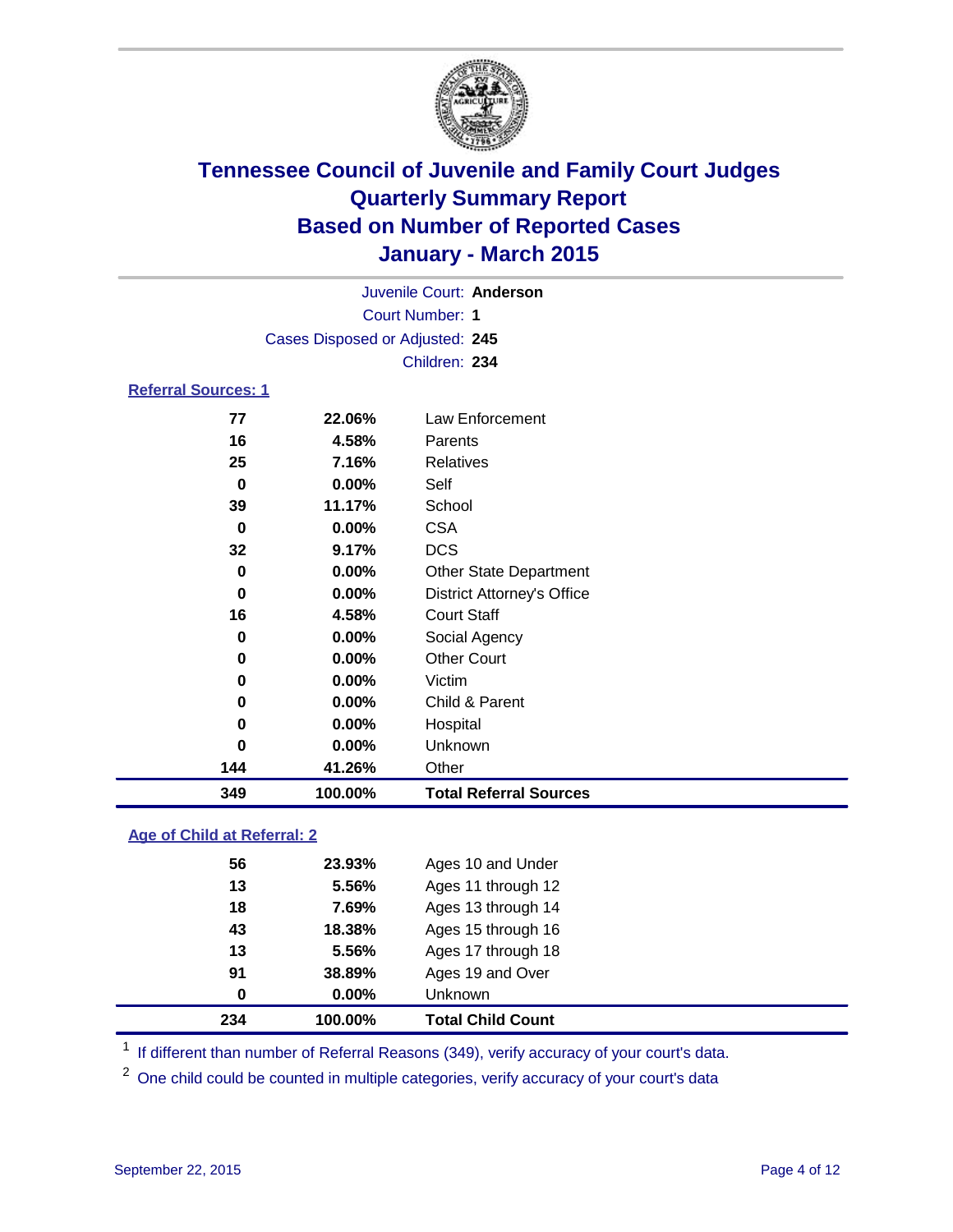# Tennessee Council of Juvenile and Family Court Judges
# Quarterly Summary Report
# Based on Number of Reported Cases
# January - March 2015

Juvenile Court: **Anderson**

Court Number: **1**

Cases Disposed or Adjusted: **245**

Children: **234**

## Referral Sources: 1

| Count | Percent | Source |
|---|---|---|
| 77 | 22.06% | Law Enforcement |
| 16 | 4.58% | Parents |
| 25 | 7.16% | Relatives |
| 0 | 0.00% | Self |
| 39 | 11.17% | School |
| 0 | 0.00% | CSA |
| 32 | 9.17% | DCS |
| 0 | 0.00% | Other State Department |
| 0 | 0.00% | District Attorney's Office |
| 16 | 4.58% | Court Staff |
| 0 | 0.00% | Social Agency |
| 0 | 0.00% | Other Court |
| 0 | 0.00% | Victim |
| 0 | 0.00% | Child & Parent |
| 0 | 0.00% | Hospital |
| 0 | 0.00% | Unknown |
| 144 | 41.26% | Other |
| **349** | **100.00%** | **Total Referral Sources** |

## Age of Child at Referral: 2

| Count | Percent | Age |
|---|---|---|
| 56 | 23.93% | Ages 10 and Under |
| 13 | 5.56% | Ages 11 through 12 |
| 18 | 7.69% | Ages 13 through 14 |
| 43 | 18.38% | Ages 15 through 16 |
| 13 | 5.56% | Ages 17 through 18 |
| 91 | 38.89% | Ages 19 and Over |
| 0 | 0.00% | Unknown |
| **234** | **100.00%** | **Total Child Count** |

[1] If different than number of Referral Reasons (349), verify accuracy of your court's data.

[2] One child could be counted in multiple categories, verify accuracy of your court's data

September 22, 2015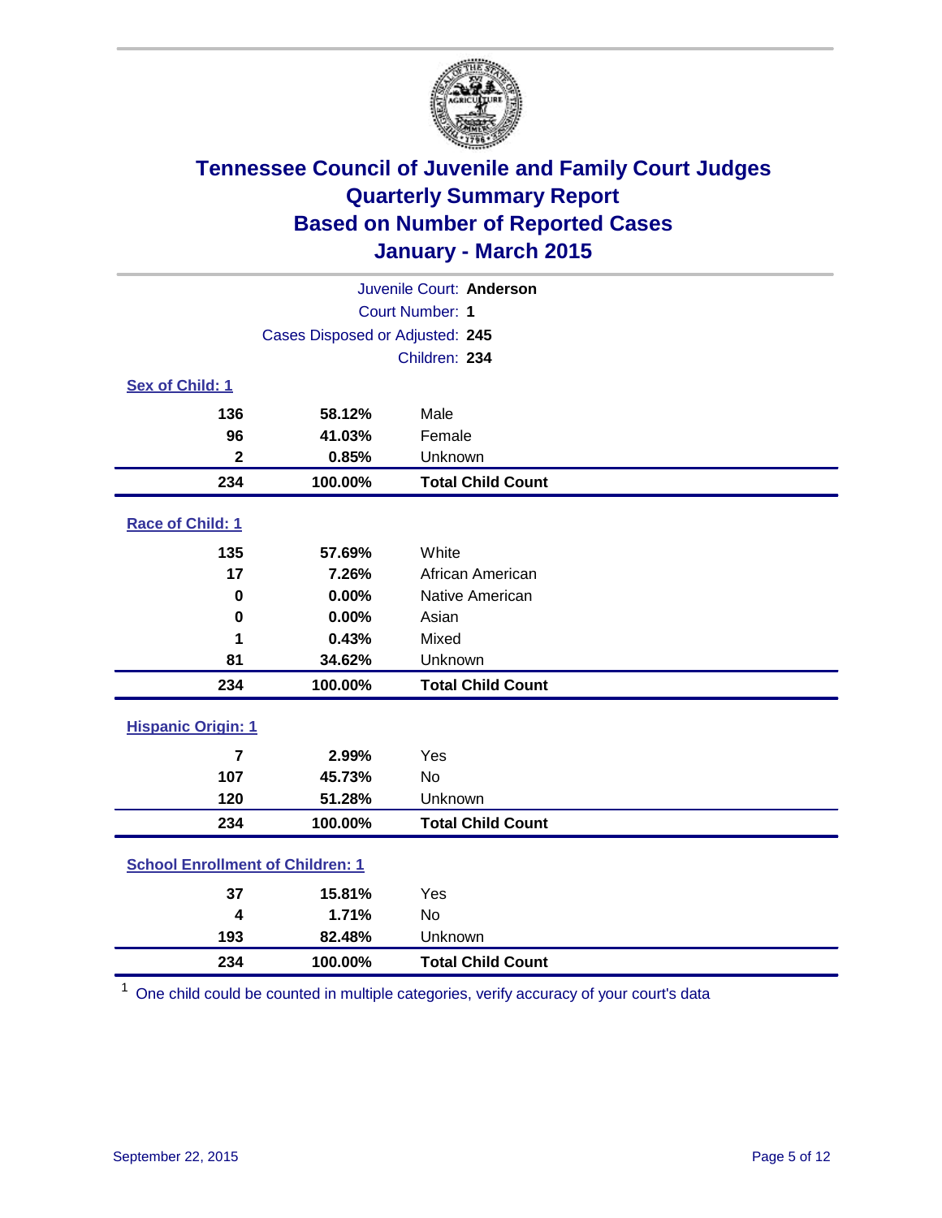# Tennessee Council of Juvenile and Family Court Judges
## Quarterly Summary Report
## Based on Number of Reported Cases
## January - March 2015

Juvenile Court: **Anderson**

Court Number: **1**

Cases Disposed or Adjusted: **245**

Children: **234**

### Sex of Child: 1

| Count | Percent | Category |
|---|---|---|
| 136 | 58.12% | Male |
| 96 | 41.03% | Female |
| 2 | 0.85% | Unknown |
| **234** | **100.00%** | **Total Child Count** |

### Race of Child: 1

| Count | Percent | Category |
|---|---|---|
| 135 | 57.69% | White |
| 17 | 7.26% | African American |
| 0 | 0.00% | Native American |
| 0 | 0.00% | Asian |
| 1 | 0.43% | Mixed |
| 81 | 34.62% | Unknown |
| **234** | **100.00%** | **Total Child Count** |

### Hispanic Origin: 1

| Count | Percent | Category |
|---|---|---|
| 7 | 2.99% | Yes |
| 107 | 45.73% | No |
| 120 | 51.28% | Unknown |
| **234** | **100.00%** | **Total Child Count** |

### School Enrollment of Children: 1

| Count | Percent | Category |
|---|---|---|
| 37 | 15.81% | Yes |
| 4 | 1.71% | No |
| 193 | 82.48% | Unknown |
| **234** | **100.00%** | **Total Child Count** |

[1] One child could be counted in multiple categories, verify accuracy of your court's data

September 22, 2015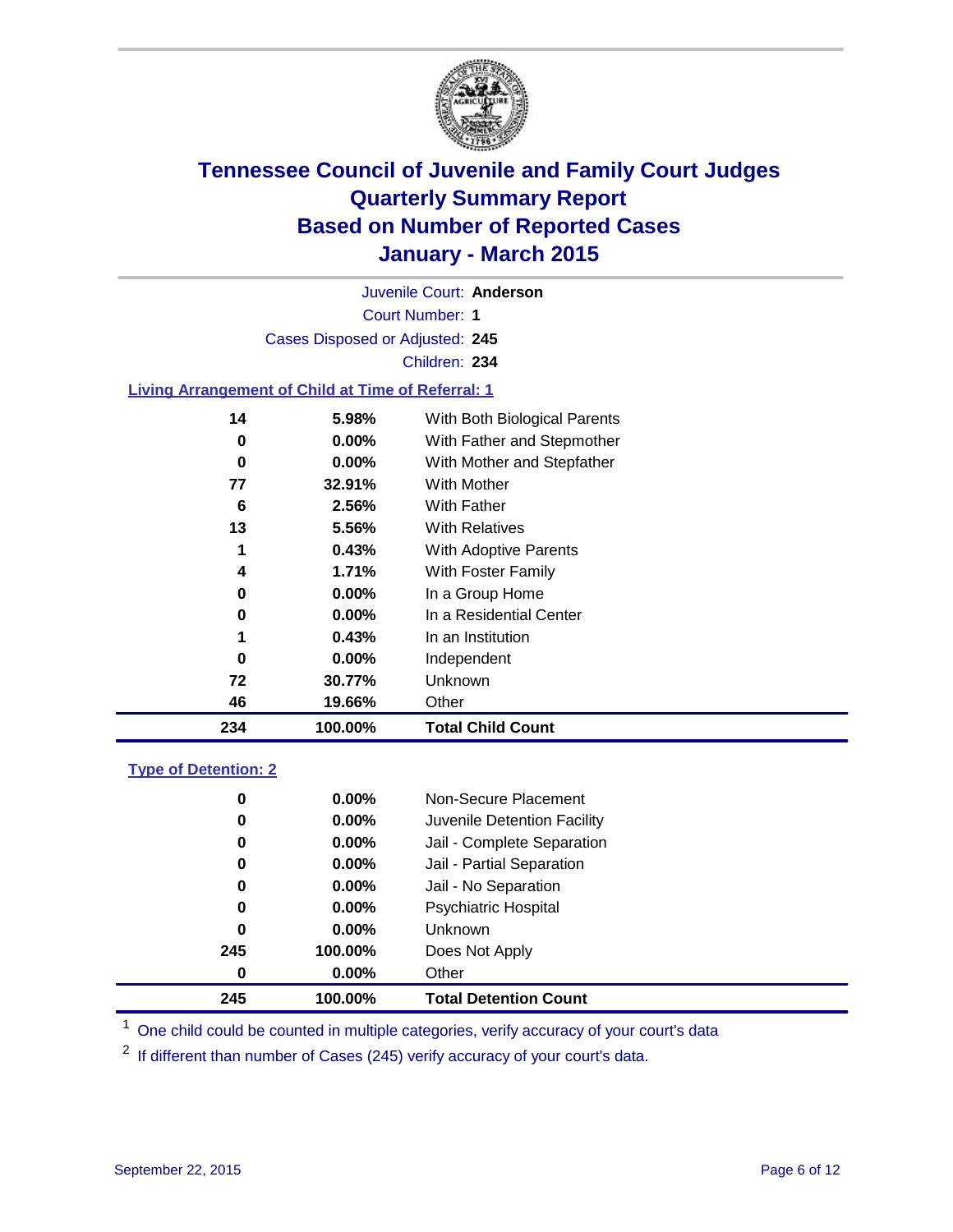# Tennessee Council of Juvenile and Family Court Judges
## Quarterly Summary Report
## Based on Number of Reported Cases
## January - March 2015

Juvenile Court: **Anderson**

Court Number: **1**

Cases Disposed or Adjusted: **245**

Children: **234**

### Living Arrangement of Child at Time of Referral: 1

| Count | Percent | Category |
|---|---|---|
| 14 | 5.98% | With Both Biological Parents |
| 0 | 0.00% | With Father and Stepmother |
| 0 | 0.00% | With Mother and Stepfather |
| 77 | 32.91% | With Mother |
| 6 | 2.56% | With Father |
| 13 | 5.56% | With Relatives |
| 1 | 0.43% | With Adoptive Parents |
| 4 | 1.71% | With Foster Family |
| 0 | 0.00% | In a Group Home |
| 0 | 0.00% | In a Residential Center |
| 1 | 0.43% | In an Institution |
| 0 | 0.00% | Independent |
| 72 | 30.77% | Unknown |
| 46 | 19.66% | Other |
| **234** | **100.00%** | **Total Child Count** |

### Type of Detention: 2

| Count | Percent | Category |
|---|---|---|
| 0 | 0.00% | Non-Secure Placement |
| 0 | 0.00% | Juvenile Detention Facility |
| 0 | 0.00% | Jail - Complete Separation |
| 0 | 0.00% | Jail - Partial Separation |
| 0 | 0.00% | Jail - No Separation |
| 0 | 0.00% | Psychiatric Hospital |
| 0 | 0.00% | Unknown |
| 245 | 100.00% | Does Not Apply |
| 0 | 0.00% | Other |
| **245** | **100.00%** | **Total Detention Count** |

[1] One child could be counted in multiple categories, verify accuracy of your court's data

[2] If different than number of Cases (245) verify accuracy of your court's data.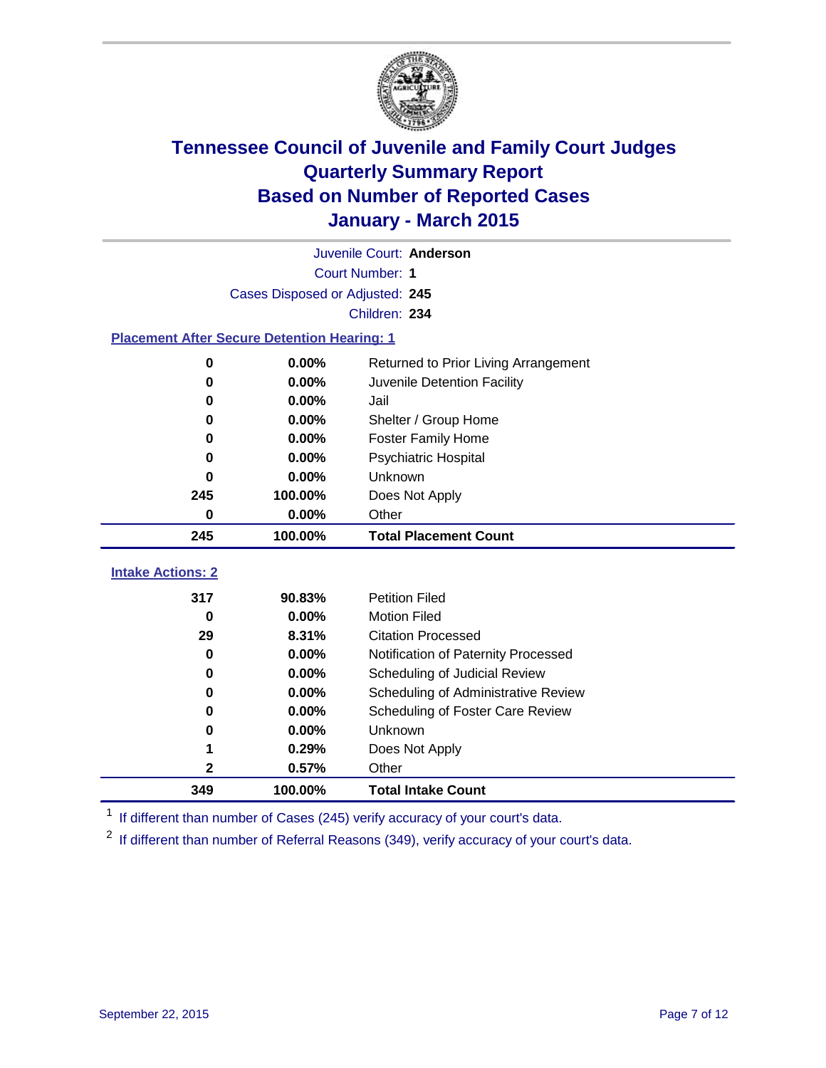# Tennessee Council of Juvenile and Family Court Judges
## Quarterly Summary Report
## Based on Number of Reported Cases
## January - March 2015

Juvenile Court: **Anderson**

Court Number: **1**

Cases Disposed or Adjusted: **245**

Children: **234**

### Placement After Secure Detention Hearing: 1

| Count | Percent | Placement |
|---|---|---|
| 0 | 0.00% | Returned to Prior Living Arrangement |
| 0 | 0.00% | Juvenile Detention Facility |
| 0 | 0.00% | Jail |
| 0 | 0.00% | Shelter / Group Home |
| 0 | 0.00% | Foster Family Home |
| 0 | 0.00% | Psychiatric Hospital |
| 0 | 0.00% | Unknown |
| 245 | 100.00% | Does Not Apply |
| 0 | 0.00% | Other |
| **245** | **100.00%** | **Total Placement Count** |

### Intake Actions: 2

| Count | Percent | Intake Action |
|---|---|---|
| 317 | 90.83% | Petition Filed |
| 0 | 0.00% | Motion Filed |
| 29 | 8.31% | Citation Processed |
| 0 | 0.00% | Notification of Paternity Processed |
| 0 | 0.00% | Scheduling of Judicial Review |
| 0 | 0.00% | Scheduling of Administrative Review |
| 0 | 0.00% | Scheduling of Foster Care Review |
| 0 | 0.00% | Unknown |
| 1 | 0.29% | Does Not Apply |
| 2 | 0.57% | Other |
| **349** | **100.00%** | **Total Intake Count** |

[1] If different than number of Cases (245) verify accuracy of your court's data.

[2] If different than number of Referral Reasons (349), verify accuracy of your court's data.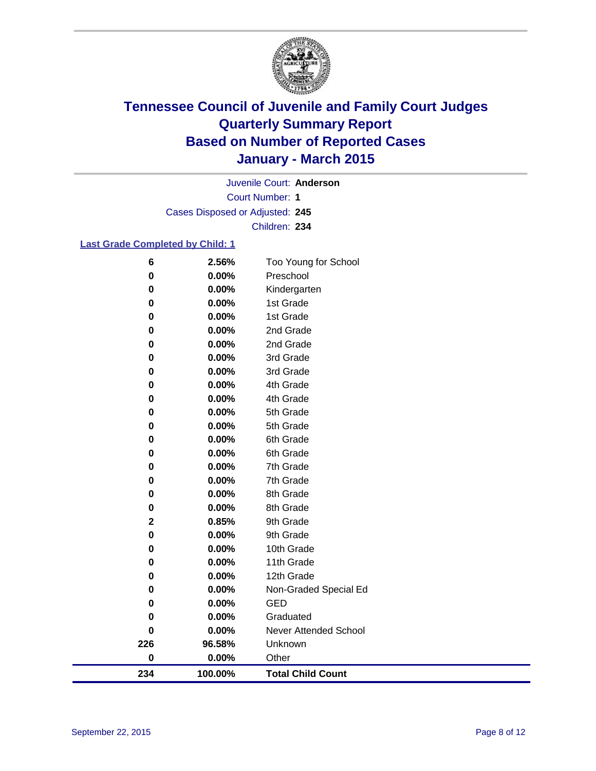# Tennessee Council of Juvenile and Family Court Judges
## Quarterly Summary Report
## Based on Number of Reported Cases
## January - March 2015

Juvenile Court: **Anderson**

Court Number: **1**

Cases Disposed or Adjusted: **245**

Children: **234**

### Last Grade Completed by Child: 1

| Count | Percent | Grade |
|---|---|---|
| 6 | 2.56% | Too Young for School |
| 0 | 0.00% | Preschool |
| 0 | 0.00% | Kindergarten |
| 0 | 0.00% | 1st Grade |
| 0 | 0.00% | 1st Grade |
| 0 | 0.00% | 2nd Grade |
| 0 | 0.00% | 2nd Grade |
| 0 | 0.00% | 3rd Grade |
| 0 | 0.00% | 3rd Grade |
| 0 | 0.00% | 4th Grade |
| 0 | 0.00% | 4th Grade |
| 0 | 0.00% | 5th Grade |
| 0 | 0.00% | 5th Grade |
| 0 | 0.00% | 6th Grade |
| 0 | 0.00% | 6th Grade |
| 0 | 0.00% | 7th Grade |
| 0 | 0.00% | 7th Grade |
| 0 | 0.00% | 8th Grade |
| 0 | 0.00% | 8th Grade |
| 2 | 0.85% | 9th Grade |
| 0 | 0.00% | 9th Grade |
| 0 | 0.00% | 10th Grade |
| 0 | 0.00% | 11th Grade |
| 0 | 0.00% | 12th Grade |
| 0 | 0.00% | Non-Graded Special Ed |
| 0 | 0.00% | GED |
| 0 | 0.00% | Graduated |
| 0 | 0.00% | Never Attended School |
| 226 | 96.58% | Unknown |
| 0 | 0.00% | Other |
| **234** | **100.00%** | **Total Child Count** |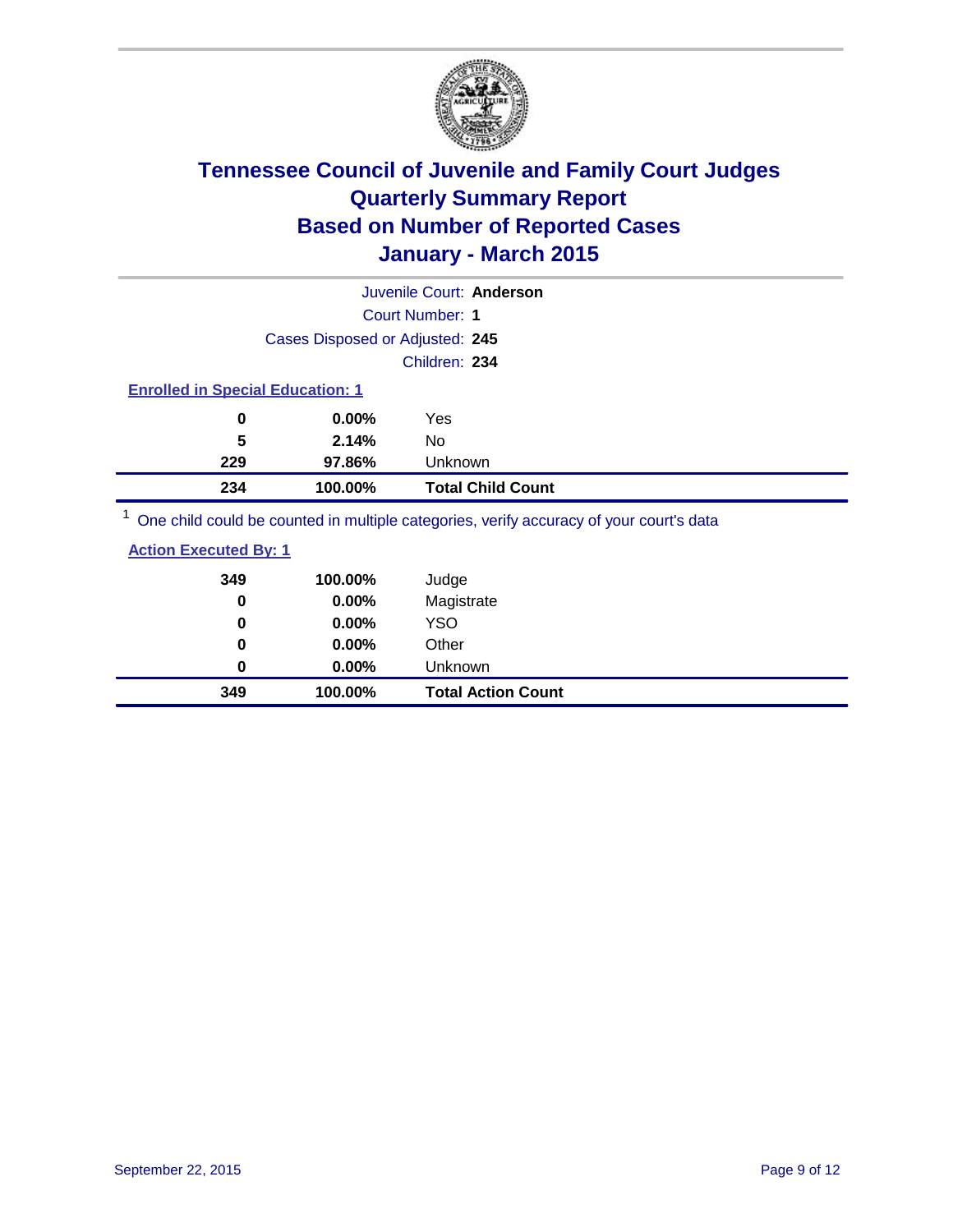# Tennessee Council of Juvenile and Family Court Judges
## Quarterly Summary Report
## Based on Number of Reported Cases
## January - March 2015

Juvenile Court: **Anderson**

Court Number: **1**

Cases Disposed or Adjusted: **245**

Children: **234**

### Enrolled in Special Education: 1

| Count | Percent | Category |
|---|---|---|
| 0 | 0.00% | Yes |
| 5 | 2.14% | No |
| 229 | 97.86% | Unknown |
| **234** | **100.00%** | **Total Child Count** |

[1] One child could be counted in multiple categories, verify accuracy of your court's data

### Action Executed By: 1

| Count | Percent | Category |
|---|---|---|
| 349 | 100.00% | Judge |
| 0 | 0.00% | Magistrate |
| 0 | 0.00% | YSO |
| 0 | 0.00% | Other |
| 0 | 0.00% | Unknown |
| **349** | **100.00%** | **Total Action Count** |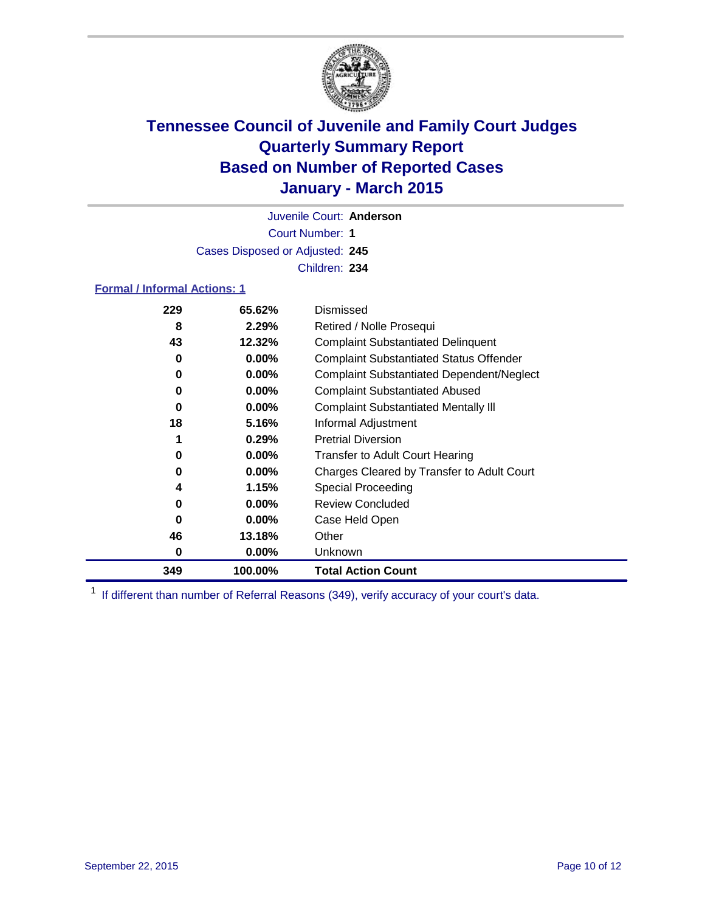# Tennessee Council of Juvenile and Family Court Judges
# Quarterly Summary Report
# Based on Number of Reported Cases
# January - March 2015

Juvenile Court: **Anderson**

Court Number: **1**

Cases Disposed or Adjusted: **245**

Children: **234**

### Formal / Informal Actions: 1

| Count | Percent | Action |
|---|---|---|
| 229 | 65.62% | Dismissed |
| 8 | 2.29% | Retired / Nolle Prosequi |
| 43 | 12.32% | Complaint Substantiated Delinquent |
| 0 | 0.00% | Complaint Substantiated Status Offender |
| 0 | 0.00% | Complaint Substantiated Dependent/Neglect |
| 0 | 0.00% | Complaint Substantiated Abused |
| 0 | 0.00% | Complaint Substantiated Mentally Ill |
| 18 | 5.16% | Informal Adjustment |
| 1 | 0.29% | Pretrial Diversion |
| 0 | 0.00% | Transfer to Adult Court Hearing |
| 0 | 0.00% | Charges Cleared by Transfer to Adult Court |
| 4 | 1.15% | Special Proceeding |
| 0 | 0.00% | Review Concluded |
| 0 | 0.00% | Case Held Open |
| 46 | 13.18% | Other |
| 0 | 0.00% | Unknown |
| **349** | **100.00%** | **Total Action Count** |

[1] If different than number of Referral Reasons (349), verify accuracy of your court's data.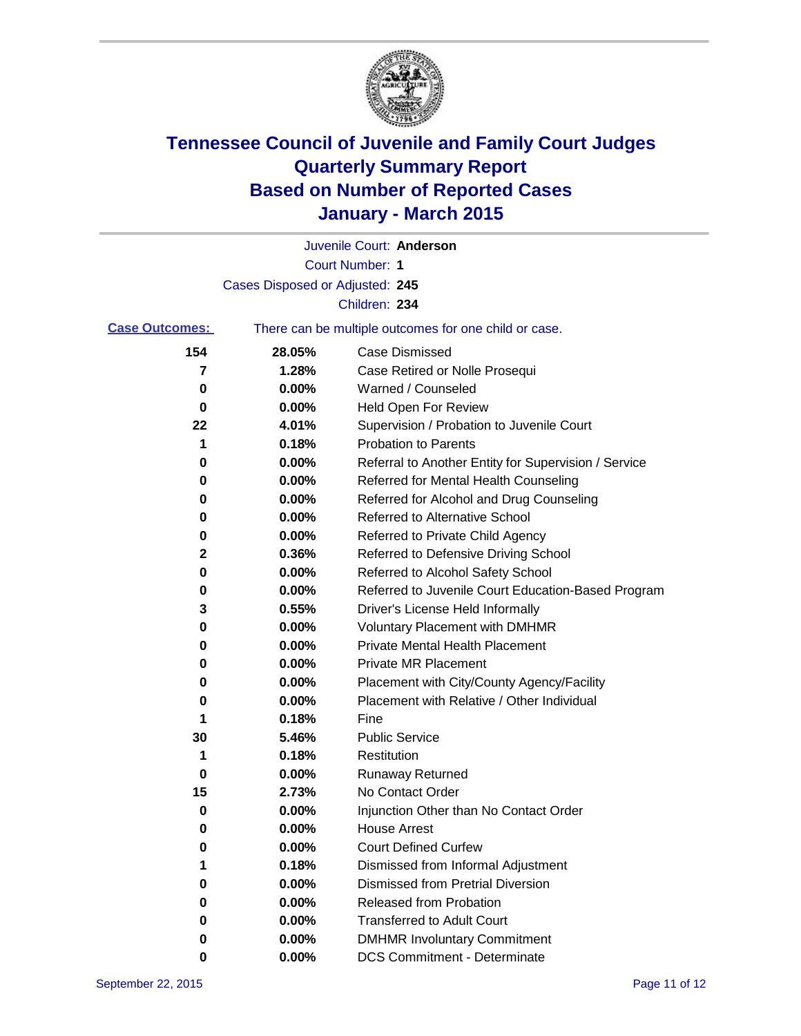# Tennessee Council of Juvenile and Family Court Judges
# Quarterly Summary Report
# Based on Number of Reported Cases
# January - March 2015

Juvenile Court: **Anderson**

Court Number: **1**

Cases Disposed or Adjusted: **245**

Children: **234**

**Case Outcomes:** There can be multiple outcomes for one child or case.

| Count | Percent | Outcome |
|---|---|---|
| 154 | 28.05% | Case Dismissed |
| 7 | 1.28% | Case Retired or Nolle Prosequi |
| 0 | 0.00% | Warned / Counseled |
| 0 | 0.00% | Held Open For Review |
| 22 | 4.01% | Supervision / Probation to Juvenile Court |
| 1 | 0.18% | Probation to Parents |
| 0 | 0.00% | Referral to Another Entity for Supervision / Service |
| 0 | 0.00% | Referred for Mental Health Counseling |
| 0 | 0.00% | Referred for Alcohol and Drug Counseling |
| 0 | 0.00% | Referred to Alternative School |
| 0 | 0.00% | Referred to Private Child Agency |
| 2 | 0.36% | Referred to Defensive Driving School |
| 0 | 0.00% | Referred to Alcohol Safety School |
| 0 | 0.00% | Referred to Juvenile Court Education-Based Program |
| 3 | 0.55% | Driver's License Held Informally |
| 0 | 0.00% | Voluntary Placement with DMHMR |
| 0 | 0.00% | Private Mental Health Placement |
| 0 | 0.00% | Private MR Placement |
| 0 | 0.00% | Placement with City/County Agency/Facility |
| 0 | 0.00% | Placement with Relative / Other Individual |
| 1 | 0.18% | Fine |
| 30 | 5.46% | Public Service |
| 1 | 0.18% | Restitution |
| 0 | 0.00% | Runaway Returned |
| 15 | 2.73% | No Contact Order |
| 0 | 0.00% | Injunction Other than No Contact Order |
| 0 | 0.00% | House Arrest |
| 0 | 0.00% | Court Defined Curfew |
| 1 | 0.18% | Dismissed from Informal Adjustment |
| 0 | 0.00% | Dismissed from Pretrial Diversion |
| 0 | 0.00% | Released from Probation |
| 0 | 0.00% | Transferred to Adult Court |
| 0 | 0.00% | DMHMR Involuntary Commitment |
| 0 | 0.00% | DCS Commitment - Determinate |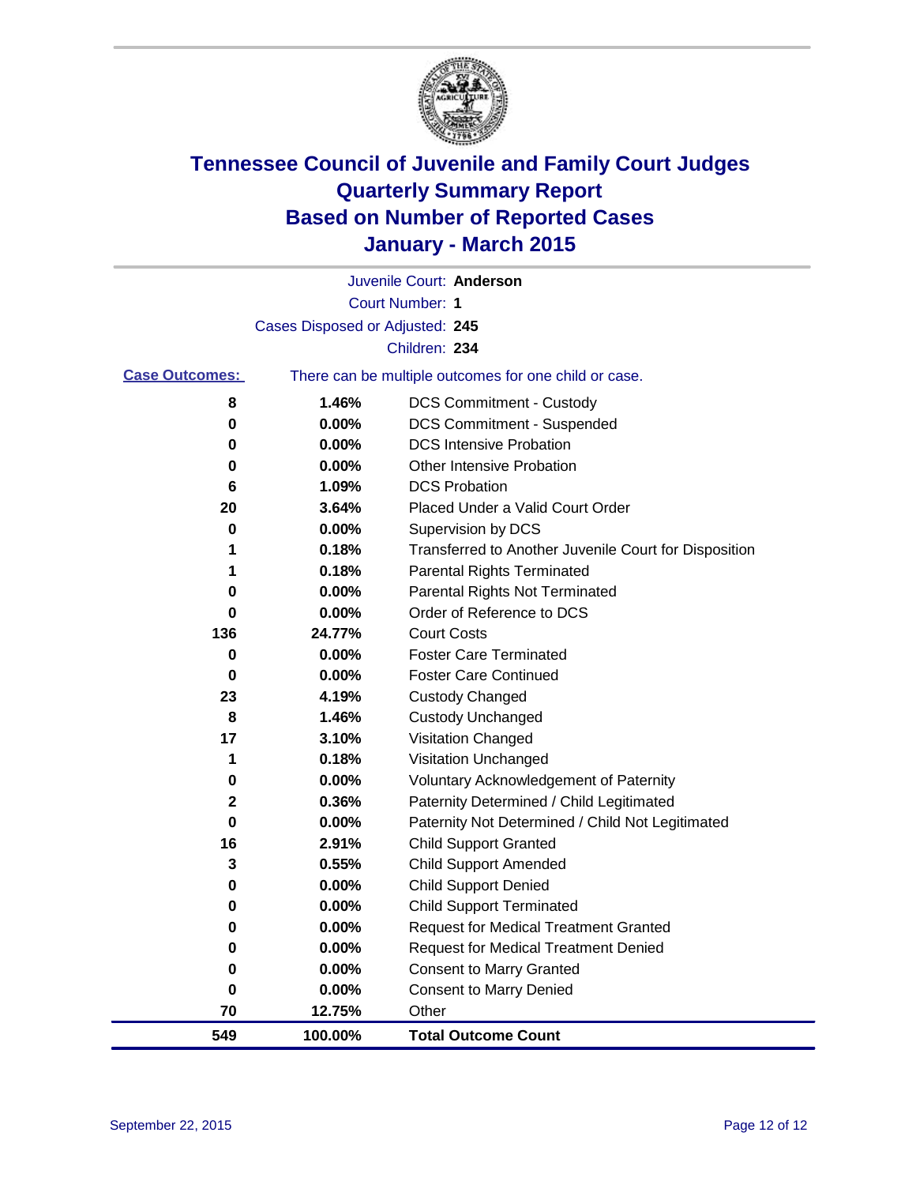# Tennessee Council of Juvenile and Family Court Judges
# Quarterly Summary Report
# Based on Number of Reported Cases
# January - March 2015

Juvenile Court: **Anderson**

Court Number: **1**

Cases Disposed or Adjusted: **245**

Children: **234**

**Case Outcomes:** There can be multiple outcomes for one child or case.

| | | |
|---|---|---|
| 8 | 1.46% | DCS Commitment - Custody |
| 0 | 0.00% | DCS Commitment - Suspended |
| 0 | 0.00% | DCS Intensive Probation |
| 0 | 0.00% | Other Intensive Probation |
| 6 | 1.09% | DCS Probation |
| 20 | 3.64% | Placed Under a Valid Court Order |
| 0 | 0.00% | Supervision by DCS |
| 1 | 0.18% | Transferred to Another Juvenile Court for Disposition |
| 1 | 0.18% | Parental Rights Terminated |
| 0 | 0.00% | Parental Rights Not Terminated |
| 0 | 0.00% | Order of Reference to DCS |
| 136 | 24.77% | Court Costs |
| 0 | 0.00% | Foster Care Terminated |
| 0 | 0.00% | Foster Care Continued |
| 23 | 4.19% | Custody Changed |
| 8 | 1.46% | Custody Unchanged |
| 17 | 3.10% | Visitation Changed |
| 1 | 0.18% | Visitation Unchanged |
| 0 | 0.00% | Voluntary Acknowledgement of Paternity |
| 2 | 0.36% | Paternity Determined / Child Legitimated |
| 0 | 0.00% | Paternity Not Determined / Child Not Legitimated |
| 16 | 2.91% | Child Support Granted |
| 3 | 0.55% | Child Support Amended |
| 0 | 0.00% | Child Support Denied |
| 0 | 0.00% | Child Support Terminated |
| 0 | 0.00% | Request for Medical Treatment Granted |
| 0 | 0.00% | Request for Medical Treatment Denied |
| 0 | 0.00% | Consent to Marry Granted |
| 0 | 0.00% | Consent to Marry Denied |
| 70 | 12.75% | Other |
| **549** | **100.00%** | **Total Outcome Count** |

September 22, 2015